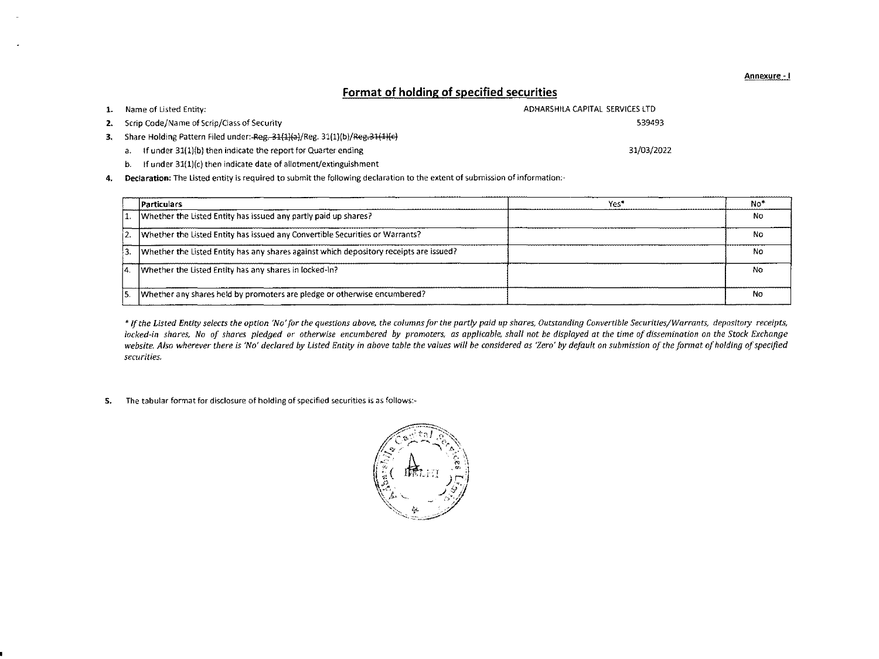Annexure - I

## Format of holding of specified securities

1. Name of Listed Entity: ADHARSHILA CAPITAL SERVICES LTD
2. Scrip Code/Name of Scrip/Class of Security 539493
3. Share Holding Pattern Filed under: ~~Reg. 31(1)(a)~~/Reg. 31(1)(b)/~~Reg.31(1)(c)~~
   a. If under 31(1)(b) then indicate the report for Quarter ending 31/03/2022
   b. If under 31(1)(c) then indicate date of allotment/extinguishment
4. **Declaration:** The Listed entity is required to submit the following declaration to the extent of submission of information:-

| | Particulars | Yes* | No* |
|---|---|---|---|
| 1. | Whether the Listed Entity has issued any partly paid up shares? | | No |
| 2. | Whether the Listed Entity has issued any Convertible Securities or Warrants? | | No |
| 3. | Whether the Listed Entity has any shares against which depository receipts are issued? | | No |
| 4. | Whether the Listed Entity has any shares in locked-in? | | No |
| 5. | Whether any shares held by promoters are pledge or otherwise encumbered? | | No |

*\* If the Listed Entity selects the option 'No' for the questions above, the columns for the partly paid up shares, Outstanding Convertible Securities/Warrants, depository receipts, locked-in shares, No of shares pledged or otherwise encumbered by promoters, as applicable, shall not be displayed at the time of dissemination on the Stock Exchange website. Also wherever there is 'No' declared by Listed Entity in above table the values will be considered as 'Zero' by default on submission of the format of holding of specified securities.*

5. The tabular format for disclosure of holding of specified securities is as follows:-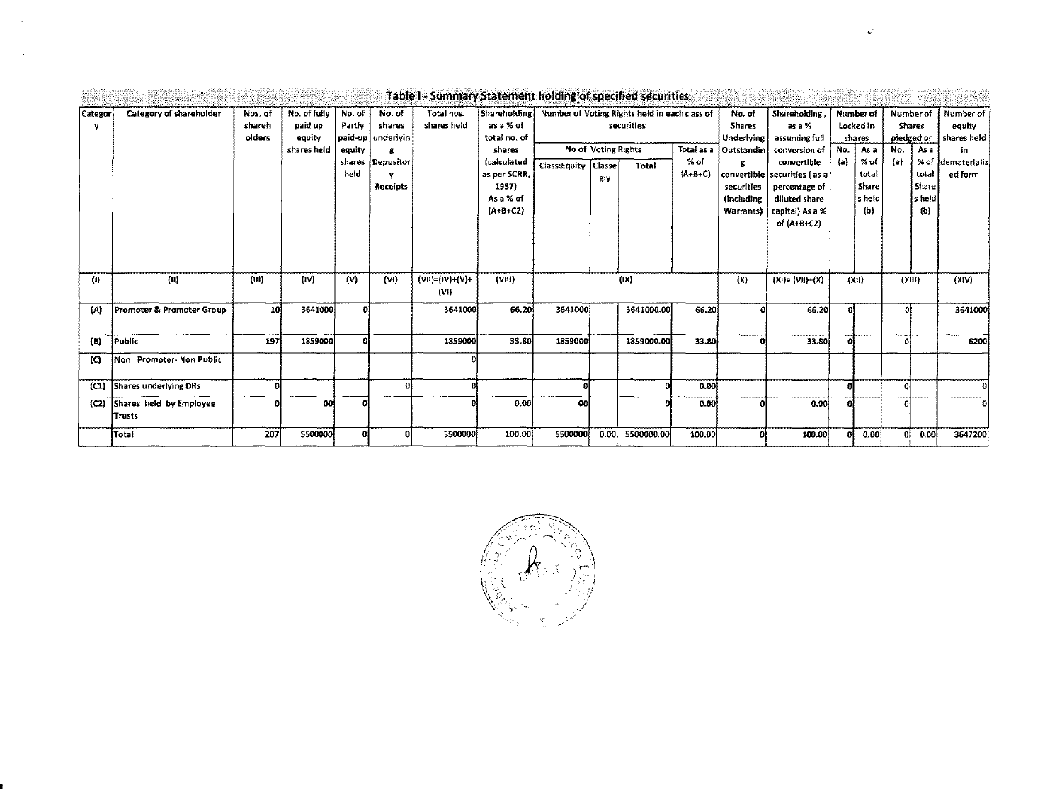# Table I - Summary Statement holding of specified securities

| Category | Category of shareholder | Nos. of shareholders | No. of fully paid up equity shares held | No. of Partly paid-up equity shares held | No. of shares underlying Depository Receipts | Total nos. shares held | Shareholding as a % of total no. of shares (calculated as per SCRR, 1957) As a % of (A+B+C2) | Number of Voting Rights held in each class of securities | | | | No. of Shares Underlying Outstanding convertible securities (including Warrants) | Shareholding, as a % assuming full conversion of convertible securities ( as a percentage of diluted share capital) As a % of (A+B+C2) | Number of Locked in shares | | Number of Shares pledged or | | Number of equity shares held in dematerialized form |
|---|---|---|---|---|---|---|---|---|---|---|---|---|---|---|---|---|---|---|
| | | | | | | | | No of Voting Rights | | | Total as a % of (A+B+C) | | | No. (a) | As a % of total Shares held (b) | No. (a) | As a % of total Shares held (b) | |
| | | | | | | | | Class:Equity | Class eg:y | Total | | | | | | | | |
| (I) | (II) | (III) | (IV) | (V) | (VI) | (VII)=(IV)+(V)+(VI) | (VIII) | (IX) | | | | (X) | (XI)= (VII)+(X) | (XII) | | (XIII) | | (XIV) |
| (A) | Promoter & Promoter Group | 10 | 3641000 | 0 | | 3641000 | 66.20 | 3641000 | | 3641000.00 | 66.20 | 0 | 66.20 | 0 | | 0 | | 3641000 |
| (B) | Public | 197 | 1859000 | 0 | | 1859000 | 33.80 | 1859000 | | 1859000.00 | 33.80 | 0 | 33.80 | 0 | | 0 | | 6200 |
| (C) | Non Promoter- Non Public | | | | | 0 | | | | | | | | | | | | |
| (C1) | Shares underlying DRs | 0 | | | 0 | 0 | | 0 | | 0 | 0.00 | | | 0 | | 0 | | 0 |
| (C2) | Shares held by Employee Trusts | 0 | 00 | 0 | | 0 | 0.00 | 00 | | 0 | 0.00 | 0 | 0.00 | 0 | | 0 | | 0 |
| | Total | 207 | 5500000 | 0 | 0 | 5500000 | 100.00 | 5500000 | 0.00 | 5500000.00 | 100.00 | 0 | 100.00 | 0 | 0.00 | 0 | 0.00 | 3647200 |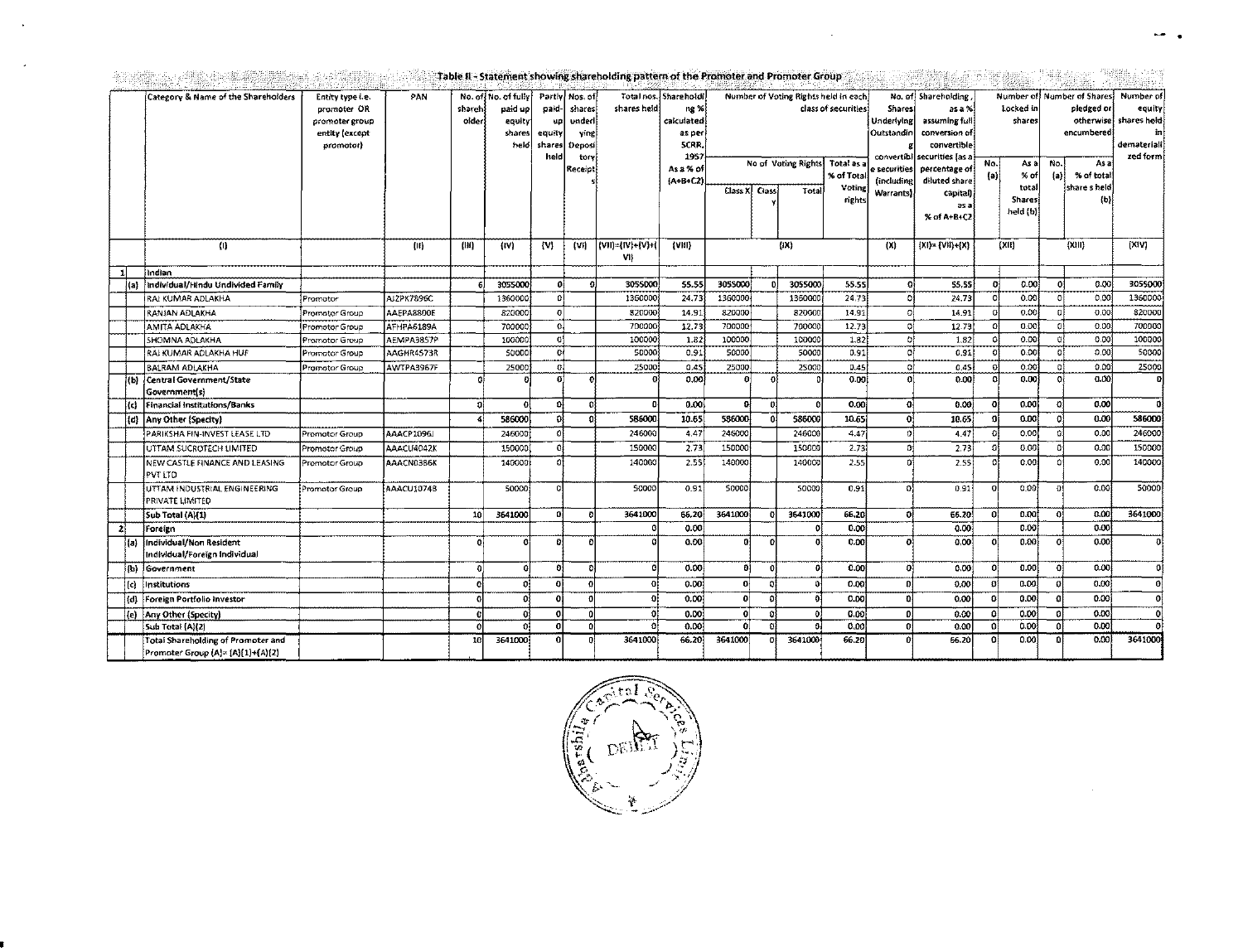## Table II - Statement showing shareholding pattern of the Promoter and Promoter Group

| | Category & Name of the Shareholders | Entity type i.e. promoter OR promoter group entity (except promoter) | PAN | No. of shareholder | No. of fully paid up equity shares held | Partly paid-up equity shares held | Nos. of shares underlying Depository Receipts | Total nos. shares held | Shareholding % calculated as per SCRR, 1957 As a % of (A+B+C2) | Number of Voting Rights held in each class of securities | | | | No. of Shares Underlying Outstanding convertible securities (including Warrants) | Shareholding, as a % assuming full conversion of convertible securities (as a percentage of diluted share capital) as a % of A+B+C2 | Number of Locked in shares | | Number of Shares pledged or otherwise encumbered | | Number of equity shares held in dematerialized form |
|---|---|---|---|---|---|---|---|---|---|---|---|---|---|---|---|---|---|---|---|---|
| | | | | | | | | | | No of Voting Rights | | | Total as a % of Total Voting rights | | | No. (a) | As a % of total Shares held (b) | No. (a) | As a % of total share s held (b) | |
| | | | | | | | | | | Class X | Class Y | Total | | | | | | | | |
| | (I) | | (II) | (III) | (IV) | (V) | (VI) | (VII)=(IV)+(V)+(VI) | (VIII) | (IX) | | | | (X) | (XI)= (VII)+(X) | (XII) | | (XIII) | | (XIV) |
| 1 | Indian | | | | | | | | | | | | | | | | | | | |
| (a) | Individual/Hindu Undivided Family | | | 6 | 3055000 | 0 | 0 | 3055000 | 55.55 | 3055000 | 0 | 3055000 | 55.55 | 0 | 55.55 | 0 | 0.00 | 0 | 0.00 | 3055000 |
| | RAJ KUMAR ADLAKHA | Promotor | AJZPK7896C | | 1360000 | 0 | | 1360000 | 24.73 | 1360000 | | 1360000 | 24.73 | 0 | 24.73 | 0 | 0.00 | 0 | 0.00 | 1360000 |
| | RANJAN ADLAKHA | Promotor Group | AAEPA8800E | | 820000 | 0 | | 820000 | 14.91 | 820000 | | 820000 | 14.91 | 0 | 14.91 | 0 | 0.00 | 0 | 0.00 | 820000 |
| | AMITA ADLAKHA | Promotor Group | AFHPA6189A | | 700000 | 0 | | 700000 | 12.73 | 700000 | | 700000 | 12.73 | 0 | 12.73 | 0 | 0.00 | 0 | 0.00 | 700000 |
| | SHOMNA ADLAKHA | Promotor Group | AEMPA3857P | | 100000 | 0 | | 100000 | 1.82 | 100000 | | 100000 | 1.82 | 0 | 1.82 | 0 | 0.00 | 0 | 0.00 | 100000 |
| | RAJ KUMAR ADLAKHA HUF | Promotor Group | AAGHR4573R | | 50000 | 0 | | 50000 | 0.91 | 50000 | | 50000 | 0.91 | 0 | 0.91 | 0 | 0.00 | 0 | 0.00 | 50000 |
| | BALRAM ADLAKHA | Promotor Group | AWTPA3967F | | 25000 | 0 | | 25000 | 0.45 | 25000 | | 25000 | 0.45 | 0 | 0.45 | 0 | 0.00 | 0 | 0.00 | 25000 |
| (b) | Central Government/State Government(s) | | | 0 | 0 | 0 | 0 | 0 | 0.00 | 0 | 0 | 0 | 0.00 | 0 | 0.00 | 0 | 0.00 | 0 | 0.00 | 0 |
| (c) | Financial Institutions/Banks | | | 0 | 0 | 0 | 0 | 0 | 0.00 | 0 | 0 | 0 | 0.00 | 0 | 0.00 | 0 | 0.00 | 0 | 0.00 | 0 |
| (d) | Any Other (Specify) | | | 4 | 586000 | 0 | 0 | 586000 | 10.65 | 586000 | 0 | 586000 | 10.65 | 0 | 10.65 | 0 | 0.00 | 0 | 0.00 | 586000 |
| | PARIKSHA FIN-INVEST LEASE LTD | Promotor Group | AAACP1096J | | 246000 | 0 | | 246000 | 4.47 | 246000 | | 246000 | 4.47 | 0 | 4.47 | 0 | 0.00 | 0 | 0.00 | 246000 |
| | UTTAM SUCROTECH LIMITED | Promotor Group | AAACU4042K | | 150000 | 0 | | 150000 | 2.73 | 150000 | | 150000 | 2.73 | 0 | 2.73 | 0 | 0.00 | 0 | 0.00 | 150000 |
| | NEW CASTLE FINANCE AND LEASING PVT LTD | Promotor Group | AAACN0386K | | 140000 | 0 | | 140000 | 2.55 | 140000 | | 140000 | 2.55 | 0 | 2.55 | 0 | 0.00 | 0 | 0.00 | 140000 |
| | UTTAM INDUSTRIAL ENGINEERING PRIVATE LIMITED | Promotor Group | AAACU1074B | | 50000 | 0 | | 50000 | 0.91 | 50000 | | 50000 | 0.91 | 0 | 0.91 | 0 | 0.00 | 0 | 0.00 | 50000 |
| | Sub Total (A)(1) | | | 10 | 3641000 | 0 | 0 | 3641000 | 66.20 | 3641000 | 0 | 3641000 | 66.20 | 0 | 66.20 | 0 | 0.00 | 0 | 0.00 | 3641000 |
| 2 | Foreign | | | | | | | 0 | 0.00 | | | 0 | 0.00 | | 0.00 | | 0.00 | | 0.00 | |
| (a) | Individual/Non Resident Individual/Foreign Individual | | | 0 | 0 | 0 | 0 | 0 | 0.00 | 0 | 0 | 0 | 0.00 | 0 | 0.00 | 0 | 0.00 | 0 | 0.00 | 0 |
| (b) | Government | | | 0 | 0 | 0 | 0 | 0 | 0.00 | 0 | 0 | 0 | 0.00 | 0 | 0.00 | 0 | 0.00 | 0 | 0.00 | 0 |
| (c) | Institutions | | | 0 | 0 | 0 | 0 | 0 | 0.00 | 0 | 0 | 0 | 0.00 | 0 | 0.00 | 0 | 0.00 | 0 | 0.00 | 0 |
| (d) | Foreign Portfolio Investor | | | 0 | 0 | 0 | 0 | 0 | 0.00 | 0 | 0 | 0 | 0.00 | 0 | 0.00 | 0 | 0.00 | 0 | 0.00 | 0 |
| (e) | Any Other (Specify) | | | 0 | 0 | 0 | 0 | 0 | 0.00 | 0 | 0 | 0 | 0.00 | 0 | 0.00 | 0 | 0.00 | 0 | 0.00 | 0 |
| | Sub Total (A)(2) | | | 0 | 0 | 0 | 0 | 0 | 0.00 | 0 | 0 | 0 | 0.00 | 0 | 0.00 | 0 | 0.00 | 0 | 0.00 | 0 |
| | Total Shareholding of Promoter and Promoter Group (A)= (A)(1)+(A)(2) | | | 10 | 3641000 | 0 | 0 | 3641000 | 66.20 | 3641000 | 0 | 3641000 | 66.20 | 0 | 66.20 | 0 | 0.00 | 0 | 0.00 | 3641000 |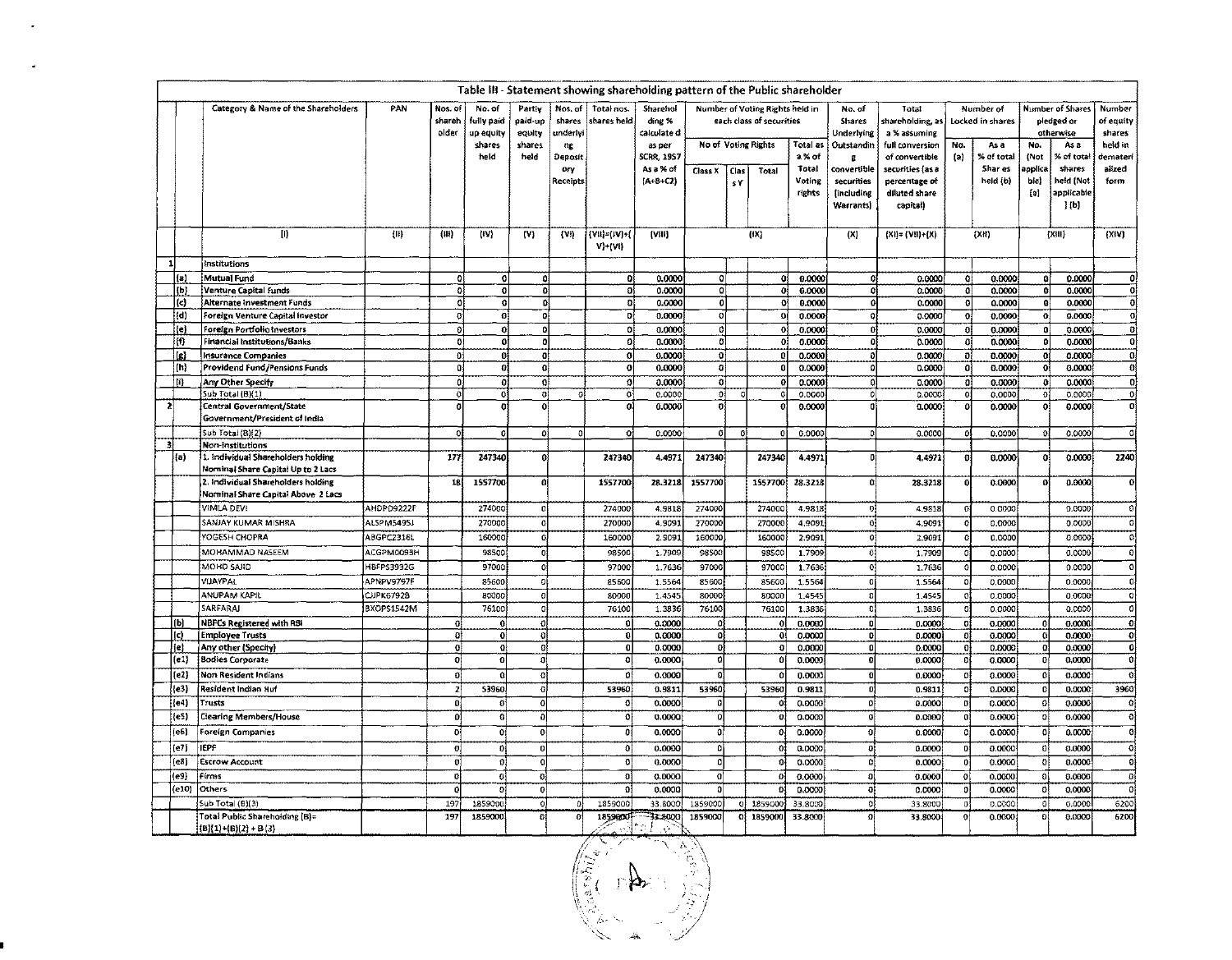## Table III - Statement showing shareholding pattern of the Public shareholder

| | Category & Name of the Shareholders | PAN | Nos. of shareholder | No. of fully paid up equity shares held | Partly paid-up equity shares held | Nos. of shares underlying Depository Receipts | Total nos. shares held | Shareholding % calculated as per SCRR, 1957 As a % of (A+B+C2) | Number of Voting Rights held in each class of securities | | | | No. of Shares Underlying Outstanding convertible securities (including Warrants) | Total shareholding, as a % assuming full conversion of convertible securities (as a percentage of diluted share capital) | Number of Locked in shares | | Number of Shares pledged or otherwise | | Number of equity shares held in dematerialized form |
|---|---|---|---|---|---|---|---|---|---|---|---|---|---|---|---|---|---|---|---|
| | | | | | | | | | No of Voting Rights | | | Total as a % of Total Voting rights | | | No. (a) | As a % of total Shares held (b) | No. (Not applicable) (a) | As a % of total shares held (Not applicable) (b) | |
| | | | | | | | | | Class X | Class Y | Total | | | | | | | | |
| | (I) | (II) | (III) | (IV) | (V) | (VI) | (VII)=(IV)+(V)+(VI) | (VIII) | (IX) | | | | (X) | (XI)= (VII)+(X) | (XII) | | (XIII) | | (XIV) |
| 1 | Institutions | | | | | | | | | | | | | | | | | | |
| (a) | Mutual Fund | | 0 | 0 | 0 | | 0 | 0.0000 | 0 | | 0 | 0.0000 | 0 | 0.0000 | 0 | 0.0000 | 0 | 0.0000 | 0 |
| (b) | Venture Capital Funds | | 0 | 0 | 0 | | 0 | 0.0000 | 0 | | 0 | 0.0000 | 0 | 0.0000 | 0 | 0.0000 | 0 | 0.0000 | 0 |
| (c) | Alternate Investment Funds | | 0 | 0 | 0 | | 0 | 0.0000 | 0 | | 0 | 0.0000 | 0 | 0.0000 | 0 | 0.0000 | 0 | 0.0000 | 0 |
| (d) | Foreign Venture Capital Investor | | 0 | 0 | 0 | | 0 | 0.0000 | 0 | | 0 | 0.0000 | 0 | 0.0000 | 0 | 0.0000 | 0 | 0.0000 | 0 |
| (e) | Foreign Portfolio Investors | | 0 | 0 | 0 | | 0 | 0.0000 | 0 | | 0 | 0.0000 | 0 | 0.0000 | 0 | 0.0000 | 0 | 0.0000 | 0 |
| (f) | Financial Institutions/Banks | | 0 | 0 | 0 | | 0 | 0.0000 | 0 | | 0 | 0.0000 | 0 | 0.0000 | 0 | 0.0000 | 0 | 0.0000 | 0 |
| (g) | Insurance Companies | | 0 | 0 | 0 | | 0 | 0.0000 | 0 | | 0 | 0.0000 | 0 | 0.0000 | 0 | 0.0000 | 0 | 0.0000 | 0 |
| (h) | Providend Fund/Pensions Funds | | 0 | 0 | 0 | | 0 | 0.0000 | 0 | | 0 | 0.0000 | 0 | 0.0000 | 0 | 0.0000 | 0 | 0.0000 | 0 |
| (i) | Any Other Specify | | 0 | 0 | 0 | | 0 | 0.0000 | 0 | | 0 | 0.0000 | 0 | 0.0000 | 0 | 0.0000 | 0 | 0.0000 | 0 |
| | Sub Total (B)(1) | | 0 | 0 | 0 | 0 | 0 | 0.0000 | 0 | 0 | 0 | 0.0000 | 0 | 0.0000 | 0 | 0.0000 | 0 | 0.0000 | 0 |
| 2 | Central Government/State Government/President of India | | 0 | 0 | 0 | | 0 | 0.0000 | 0 | | 0 | 0.0000 | 0 | 0.0000 | 0 | 0.0000 | 0 | 0.0000 | 0 |
| | Sub Total (B)(2) | | 0 | 0 | 0 | 0 | 0 | 0.0000 | 0 | 0 | 0 | 0.0000 | 0 | 0.0000 | 0 | 0.0000 | 0 | 0.0000 | 0 |
| 3 | Non-Institutions | | | | | | | | | | | | | | | | | | |
| (a) | 1. Individual Shareholders holding Nominal Share Capital Up to 2 Lacs | | 177 | 247340 | 0 | | 247340 | 4.4971 | 247340 | | 247340 | 4.4971 | 0 | 4.4971 | 0 | 0.0000 | 0 | 0.0000 | 2240 |
| | 2. Individual Shareholders holding Nominal Share Capital Above 2 Lacs | | 18 | 1557700 | 0 | | 1557700 | 28.3218 | 1557700 | | 1557700 | 28.3218 | 0 | 28.3218 | 0 | 0.0000 | 0 | 0.0000 | 0 |
| | VIMLA DEVI | AHDPD9222F | | 274000 | 0 | | 274000 | 4.9818 | 274000 | | 274000 | 4.9818 | 0 | 4.9818 | 0 | 0.0000 | | 0.0000 | 0 |
| | SANJAY KUMAR MISHRA | ALSPM5495J | | 270000 | 0 | | 270000 | 4.9091 | 270000 | | 270000 | 4.9091 | 0 | 4.9091 | 0 | 0.0000 | | 0.0000 | 0 |
| | YOGESH CHOPRA | ABGPC2316L | | 160000 | 0 | | 160000 | 2.9091 | 160000 | | 160000 | 2.9091 | 0 | 2.9091 | 0 | 0.0000 | | 0.0000 | 0 |
| | MOHAMMAD NASEEM | ACGPM0093H | | 98500 | 0 | | 98500 | 1.7909 | 98500 | | 98500 | 1.7909 | 0 | 1.7909 | 0 | 0.0000 | | 0.0000 | 0 |
| | MOHD SAJID | HBFPS3932G | | 97000 | 0 | | 97000 | 1.7636 | 97000 | | 97000 | 1.7636 | 0 | 1.7636 | 0 | 0.0000 | | 0.0000 | 0 |
| | VIJAYPAL | APNPV9797F | | 85600 | 0 | | 85600 | 1.5564 | 85600 | | 85600 | 1.5564 | 0 | 1.5564 | 0 | 0.0000 | | 0.0000 | 0 |
| | ANUPAM KAPIL | CJPK6792B | | 80000 | 0 | | 80000 | 1.4545 | 80000 | | 80000 | 1.4545 | 0 | 1.4545 | 0 | 0.0000 | | 0.0000 | 0 |
| | SARFARAJ | BXOPS1542M | | 76100 | 0 | | 76100 | 1.3836 | 76100 | | 76100 | 1.3836 | 0 | 1.3836 | 0 | 0.0000 | | 0.0000 | 0 |
| (b) | NBFCs Registered with RBI | | 0 | 0 | 0 | | 0 | 0.0000 | 0 | | 0 | 0.0000 | 0 | 0.0000 | 0 | 0.0000 | 0 | 0.0000 | 0 |
| (c) | Employee Trusts | | 0 | 0 | 0 | | 0 | 0.0000 | 0 | | 0 | 0.0000 | 0 | 0.0000 | 0 | 0.0000 | 0 | 0.0000 | 0 |
| (e) | Any other (Specify) | | 0 | 0 | 0 | | 0 | 0.0000 | 0 | | 0 | 0.0000 | 0 | 0.0000 | 0 | 0.0000 | 0 | 0.0000 | 0 |
| (e1) | Bodies Corporate | | 0 | 0 | 0 | | 0 | 0.0000 | 0 | | 0 | 0.0000 | 0 | 0.0000 | 0 | 0.0000 | 0 | 0.0000 | 0 |
| (e2) | Non Resident Indians | | 0 | 0 | 0 | | 0 | 0.0000 | 0 | | 0 | 0.0000 | 0 | 0.0000 | 0 | 0.0000 | 0 | 0.0000 | 0 |
| (e3) | Resident Indian Huf | | 2 | 53960 | 0 | | 53960 | 0.9811 | 53960 | | 53960 | 0.9811 | 0 | 0.9811 | 0 | 0.0000 | 0 | 0.0000 | 3960 |
| (e4) | Trusts | | 0 | 0 | 0 | | 0 | 0.0000 | 0 | | 0 | 0.0000 | 0 | 0.0000 | 0 | 0.0000 | 0 | 0.0000 | 0 |
| (e5) | Clearing Members/House | | 0 | 0 | 0 | | 0 | 0.0000 | 0 | | 0 | 0.0000 | 0 | 0.0000 | 0 | 0.0000 | 0 | 0.0000 | 0 |
| (e6) | Foreign Companies | | 0 | 0 | 0 | | 0 | 0.0000 | 0 | | 0 | 0.0000 | 0 | 0.0000 | 0 | 0.0000 | 0 | 0.0000 | 0 |
| (e7) | IEPF | | 0 | 0 | 0 | | 0 | 0.0000 | 0 | | 0 | 0.0000 | 0 | 0.0000 | 0 | 0.0000 | 0 | 0.0000 | 0 |
| (e8) | Escrow Account | | 0 | 0 | 0 | | 0 | 0.0000 | 0 | | 0 | 0.0000 | 0 | 0.0000 | 0 | 0.0000 | 0 | 0.0000 | 0 |
| (e9) | Firms | | 0 | 0 | 0 | | 0 | 0.0000 | 0 | | 0 | 0.0000 | 0 | 0.0000 | 0 | 0.0000 | 0 | 0.0000 | 0 |
| (e10) | Others | | 0 | 0 | 0 | | 0 | 0.0000 | 0 | | 0 | 0.0000 | 0 | 0.0000 | 0 | 0.0000 | 0 | 0.0000 | 0 |
| | Sub Total (B)(3) | | 197 | 1859000 | 0 | 0 | 1859000 | 33.8000 | 1859000 | 0 | 1859000 | 33.8000 | 0 | 33.8000 | 0 | 0.0000 | 0 | 0.0000 | 6200 |
| | Total Public Shareholding (B)= (B)(1)+(B)(2) + B (3) | | 197 | 1859000 | 0 | 0 | 1859000 | 33.8000 | 1859000 | 0 | 1859000 | 33.8000 | 0 | 33.8000 | 0 | 0.0000 | 0 | 0.0000 | 6200 |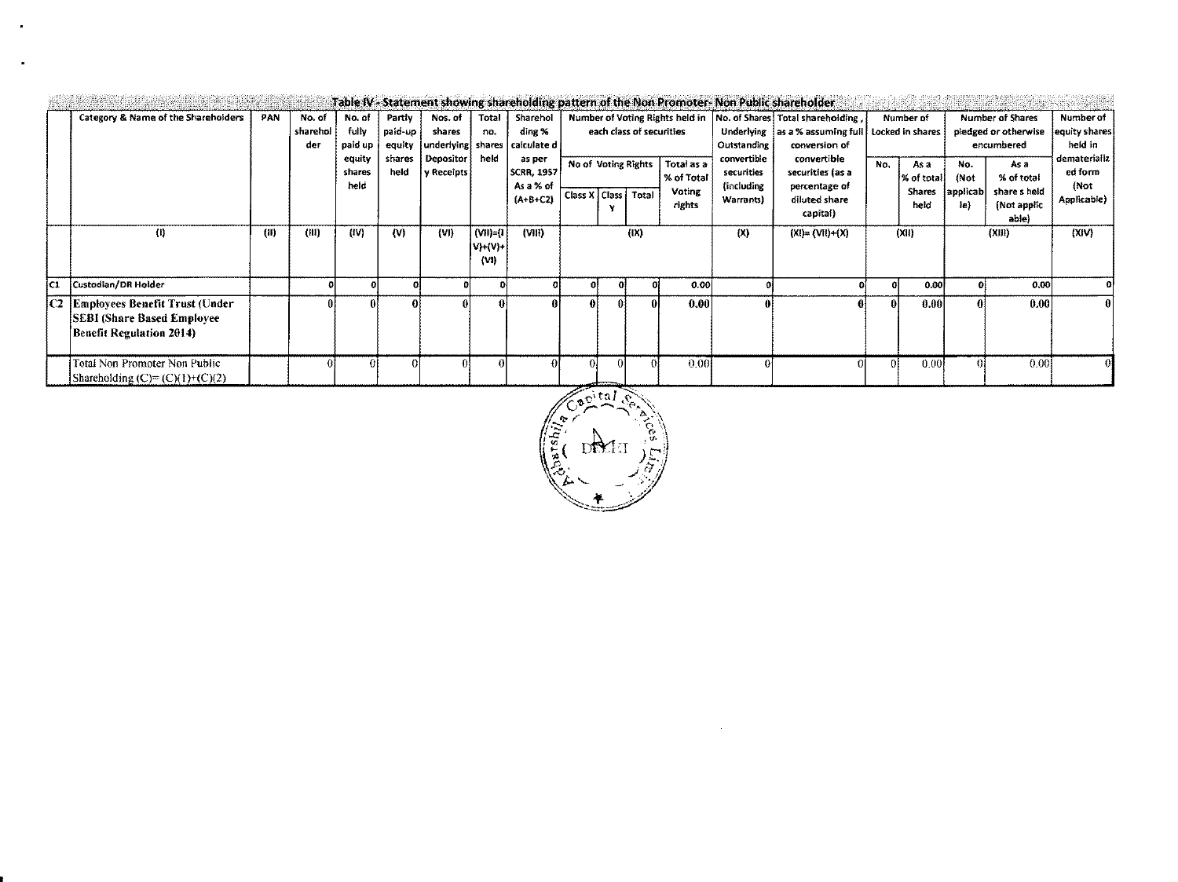## Table IV - Statement showing shareholding pattern of the Non Promoter- Non Public shareholder

| | Category & Name of the Shareholders | PAN | No. of shareholder | No. of fully paid up equity shares held | Partly paid-up equity shares held | Nos. of shares underlying Depository Receipts | Total no. shares held | Shareholding % calculated as per SCRR, 1957 As a % of (A+B+C2) | Number of Voting Rights held in each class of securities | | | | No. of Shares Underlying Outstanding convertible securities (including Warrants) | Total shareholding , as a % assuming full conversion of convertible securities (as a percentage of diluted share capital) | Number of Locked in shares | | Number of Shares pledged or otherwise encumbered | | Number of equity shares held in dematerialized form (Not Applicable) |
|---|---|---|---|---|---|---|---|---|---|---|---|---|---|---|---|---|---|---|---|
| | | | | | | | | | No of Voting Rights | | | Total as a % of Total Voting rights | | | No. | As a % of total Shares held | No. (Not applicable) | As a % of total share s held (Not applicable) | |
| | | | | | | | | | Class X | Class Y | Total | | | | | | | | |
| | (I) | (II) | (III) | (IV) | (V) | (VI) | (VII)=(IV)+(V)+(VI) | (VIII) | (IX) | | | | (X) | (XI)= (VII)+(X) | (XII) | | (XIII) | | (XIV) |
| C1 | Custodian/DR Holder | | 0 | 0 | 0 | 0 | 0 | 0 | 0 | 0 | 0 | 0.00 | 0 | 0 | 0 | 0.00 | 0 | 0.00 | 0 |
| C2 | **Employees Benefit Trust (Under SEBI (Share Based Employee Benefit Regulation 2014)** | | 0 | 0 | 0 | 0 | 0 | 0 | 0 | 0 | 0 | 0.00 | 0 | 0 | 0 | 0.00 | 0 | 0.00 | 0 |
| | Total Non Promoter Non Public Shareholding (C)= (C)(1)+(C)(2) | | 0 | 0 | 0 | 0 | 0 | 0 | 0 | 0 | 0 | 0.00 | 0 | 0 | 0 | 0.00 | 0 | 0.00 | 0 |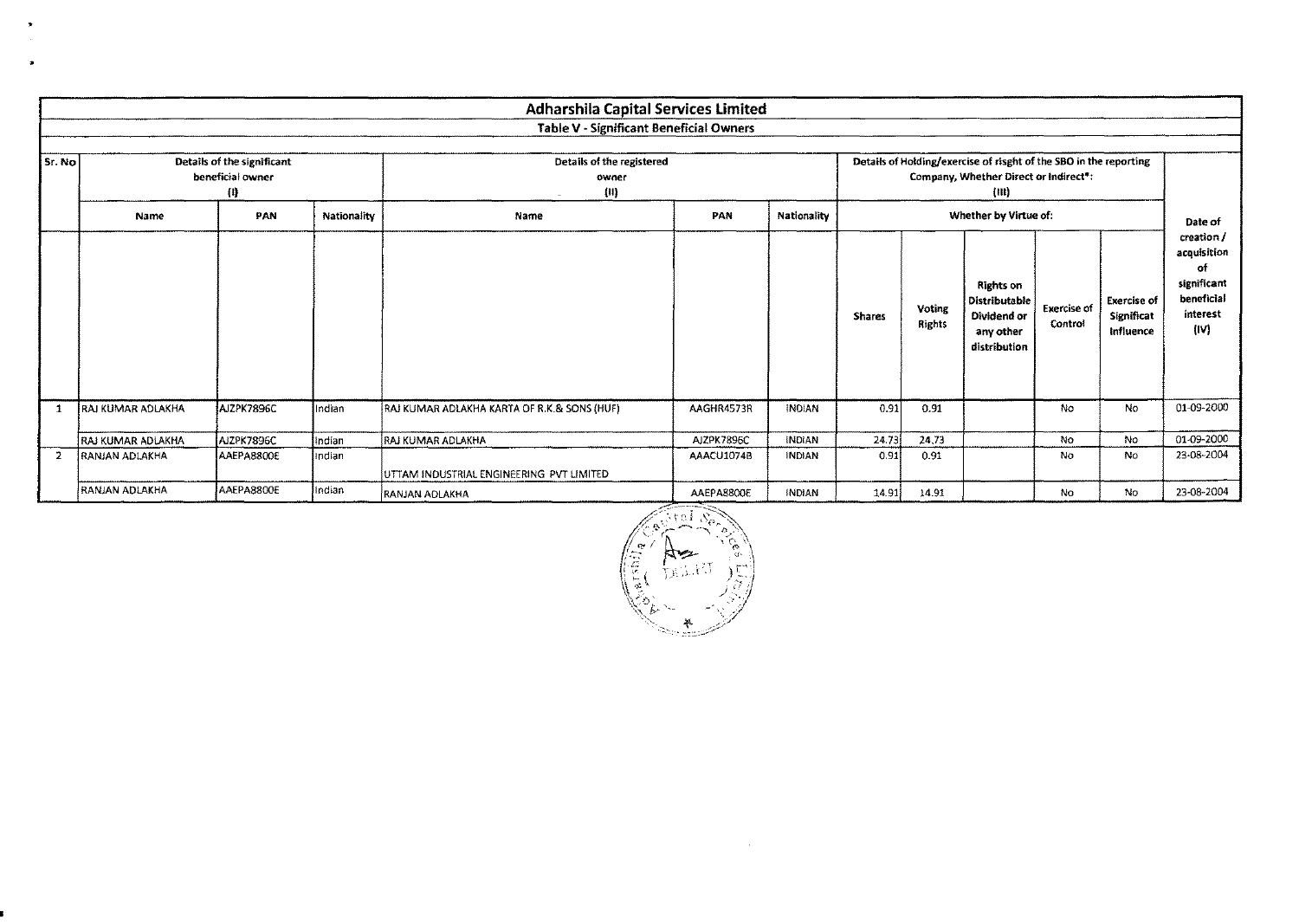# Adharshila Capital Services Limited

## Table V - Significant Beneficial Owners

| Sr. No | Details of the significant beneficial owner (I) | | | Details of the registered owner (II) | | | Details of Holding/exercise of risght of the SBO in the reporting Company, Whether Direct or Indirect*: (III) | | | | | Date of creation / acquisition of significant beneficial interest (IV) |
|---|---|---|---|---|---|---|---|---|---|---|---|---|
| | Name | PAN | Nationality | Name | PAN | Nationality | Whether by Virtue of: | | | | | |
| | | | | | | | Shares | Voting Rights | Rights on Distributable Dividend or any other distribution | Exercise of Control | Exercise of Significat Influence | |
| 1 | RAJ KUMAR ADLAKHA | AJZPK7896C | Indian | RAJ KUMAR ADLAKHA KARTA OF R.K.& SONS (HUF) | AAGHR4573R | INDIAN | 0.91 | 0.91 | | No | No | 01-09-2000 |
| | RAJ KUMAR ADLAKHA | AJZPK7896C | Indian | RAJ KUMAR ADLAKHA | AJZPK7896C | INDIAN | 24.73 | 24.73 | | No | No | 01-09-2000 |
| 2 | RANJAN ADLAKHA | AAEPA8800E | Indian | UTTAM INDUSTRIAL ENGINEERING PVT LIMITED | AAACU1074B | INDIAN | 0.91 | 0.91 | | No | No | 23-08-2004 |
| | RANJAN ADLAKHA | AAEPA8800E | Indian | RANJAN ADLAKHA | AAEPA8800E | INDIAN | 14.91 | 14.91 | | No | No | 23-08-2004 |